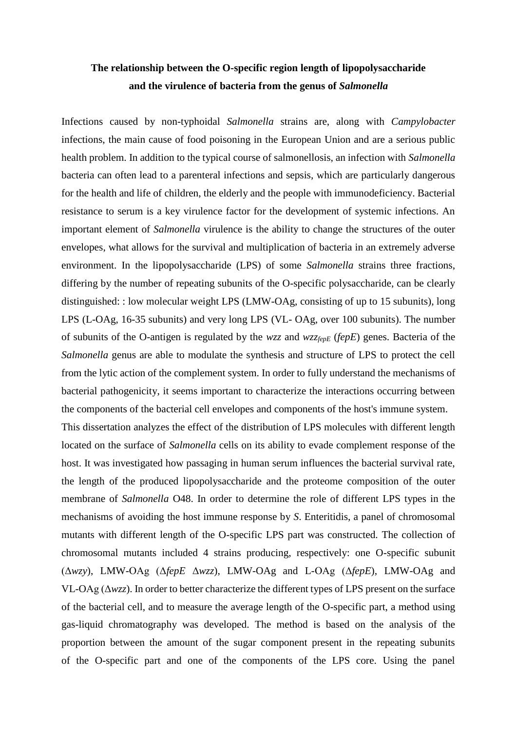**The relationship between the O-specific region length of lipopolysaccharide and the virulence of bacteria from the genus of *Salmonella***

Infections caused by non-typhoidal *Salmonella* strains are, along with *Campylobacter* infections, the main cause of food poisoning in the European Union and are a serious public health problem. In addition to the typical course of salmonellosis, an infection with *Salmonella* bacteria can often lead to a parenteral infections and sepsis, which are particularly dangerous for the health and life of children, the elderly and the people with immunodeficiency. Bacterial resistance to serum is a key virulence factor for the development of systemic infections. An important element of *Salmonella* virulence is the ability to change the structures of the outer envelopes, what allows for the survival and multiplication of bacteria in an extremely adverse environment. In the lipopolysaccharide (LPS) of some *Salmonella* strains three fractions, differing by the number of repeating subunits of the O-specific polysaccharide, can be clearly distinguished: : low molecular weight LPS (LMW-OAg, consisting of up to 15 subunits), long LPS (L-OAg, 16-35 subunits) and very long LPS (VL- OAg, over 100 subunits). The number of subunits of the O-antigen is regulated by the *wzz* and $wzz_{fepE}$ (*fepE*) genes. Bacteria of the *Salmonella* genus are able to modulate the synthesis and structure of LPS to protect the cell from the lytic action of the complement system. In order to fully understand the mechanisms of bacterial pathogenicity, it seems important to characterize the interactions occurring between the components of the bacterial cell envelopes and components of the host's immune system.

This dissertation analyzes the effect of the distribution of LPS molecules with different length located on the surface of *Salmonella* cells on its ability to evade complement response of the host. It was investigated how passaging in human serum influences the bacterial survival rate, the length of the produced lipopolysaccharide and the proteome composition of the outer membrane of *Salmonella* O48. In order to determine the role of different LPS types in the mechanisms of avoiding the host immune response by *S*. Enteritidis, a panel of chromosomal mutants with different length of the O-specific LPS part was constructed. The collection of chromosomal mutants included 4 strains producing, respectively: one O-specific subunit (Δ*wzy*), LMW-OAg (Δ*fepE* Δ*wzz*), LMW-OAg and L-OAg (Δ*fepE*), LMW-OAg and VL-OAg (Δ*wzz*). In order to better characterize the different types of LPS present on the surface of the bacterial cell, and to measure the average length of the O-specific part, a method using gas-liquid chromatography was developed. The method is based on the analysis of the proportion between the amount of the sugar component present in the repeating subunits of the O-specific part and one of the components of the LPS core. Using the panel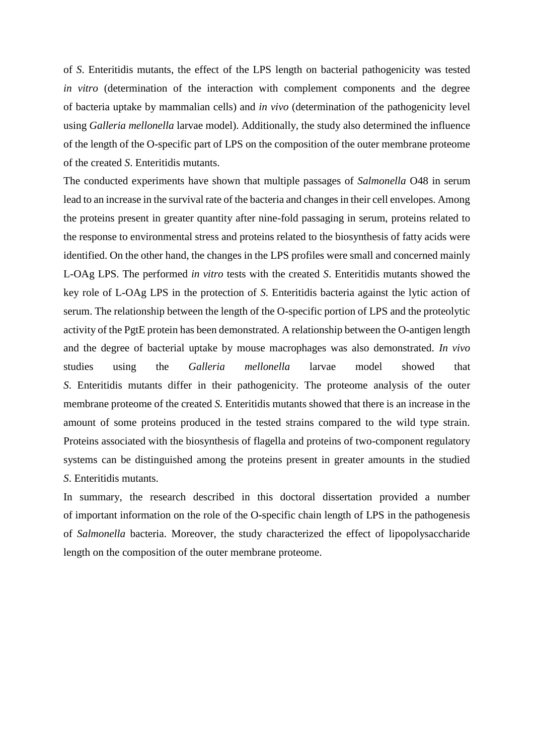of *S*. Enteritidis mutants, the effect of the LPS length on bacterial pathogenicity was tested *in vitro* (determination of the interaction with complement components and the degree of bacteria uptake by mammalian cells) and *in vivo* (determination of the pathogenicity level using *Galleria mellonella* larvae model). Additionally, the study also determined the influence of the length of the O-specific part of LPS on the composition of the outer membrane proteome of the created *S*. Enteritidis mutants.

The conducted experiments have shown that multiple passages of *Salmonella* O48 in serum lead to an increase in the survival rate of the bacteria and changes in their cell envelopes. Among the proteins present in greater quantity after nine-fold passaging in serum, proteins related to the response to environmental stress and proteins related to the biosynthesis of fatty acids were identified. On the other hand, the changes in the LPS profiles were small and concerned mainly L-OAg LPS. The performed *in vitro* tests with the created *S*. Enteritidis mutants showed the key role of L-OAg LPS in the protection of *S*. Enteritidis bacteria against the lytic action of serum. The relationship between the length of the O-specific portion of LPS and the proteolytic activity of the PgtE protein has been demonstrated. A relationship between the O-antigen length and the degree of bacterial uptake by mouse macrophages was also demonstrated. *In vivo* studies using the *Galleria mellonella* larvae model showed that *S*. Enteritidis mutants differ in their pathogenicity. The proteome analysis of the outer membrane proteome of the created *S.* Enteritidis mutants showed that there is an increase in the amount of some proteins produced in the tested strains compared to the wild type strain. Proteins associated with the biosynthesis of flagella and proteins of two-component regulatory systems can be distinguished among the proteins present in greater amounts in the studied *S*. Enteritidis mutants.

In summary, the research described in this doctoral dissertation provided a number of important information on the role of the O-specific chain length of LPS in the pathogenesis of *Salmonella* bacteria. Moreover, the study characterized the effect of lipopolysaccharide length on the composition of the outer membrane proteome.